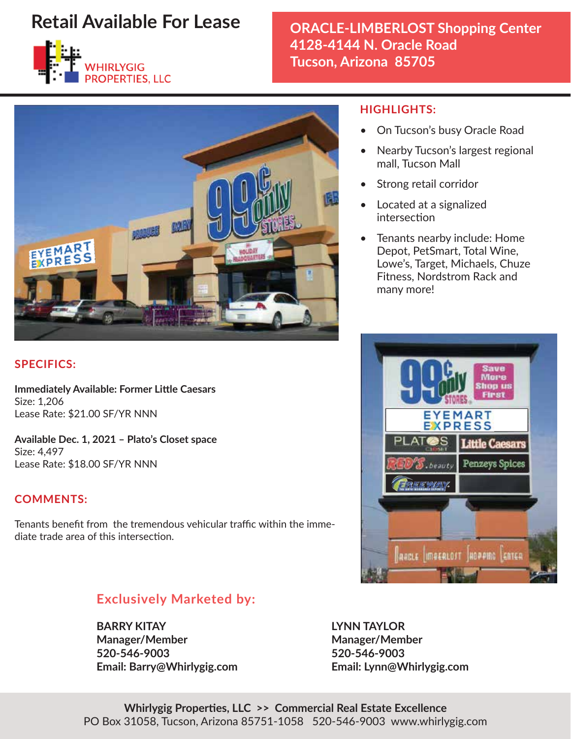# Retail Available For Lease

WHIRLYGIG PROPERTIES, LLC

**ORACLE-LIMBERLOST Shopping Center**
**4128-4144 N. Oracle Road**
**Tucson, Arizona 85705**

## HIGHLIGHTS:

- On Tucson's busy Oracle Road
- Nearby Tucson's largest regional mall, Tucson Mall
- Strong retail corridor
- Located at a signalized intersection
- Tenants nearby include: Home Depot, PetSmart, Total Wine, Lowe's, Target, Michaels, Chuze Fitness, Nordstrom Rack and many more!

## SPECIFICS:

**Immediately Available: Former Little Caesars**
Size: 1,206
Lease Rate: $21.00 SF/YR NNN

**Available Dec. 1, 2021 – Plato's Closet space**
Size: 4,497
Lease Rate: $18.00 SF/YR NNN

## COMMENTS:

Tenants benefit from the tremendous vehicular traffic within the immediate trade area of this intersection.

## Exclusively Marketed by:

**BARRY KITAY**
**Manager/Member**
**520-546-9003**
**Email: Barry@Whirlygig.com**

**LYNN TAYLOR**
**Manager/Member**
**520-546-9003**
**Email: Lynn@Whirlygig.com**

**Whirlygig Properties, LLC >> Commercial Real Estate Excellence**
PO Box 31058, Tucson, Arizona 85751-1058 520-546-9003 www.whirlygig.com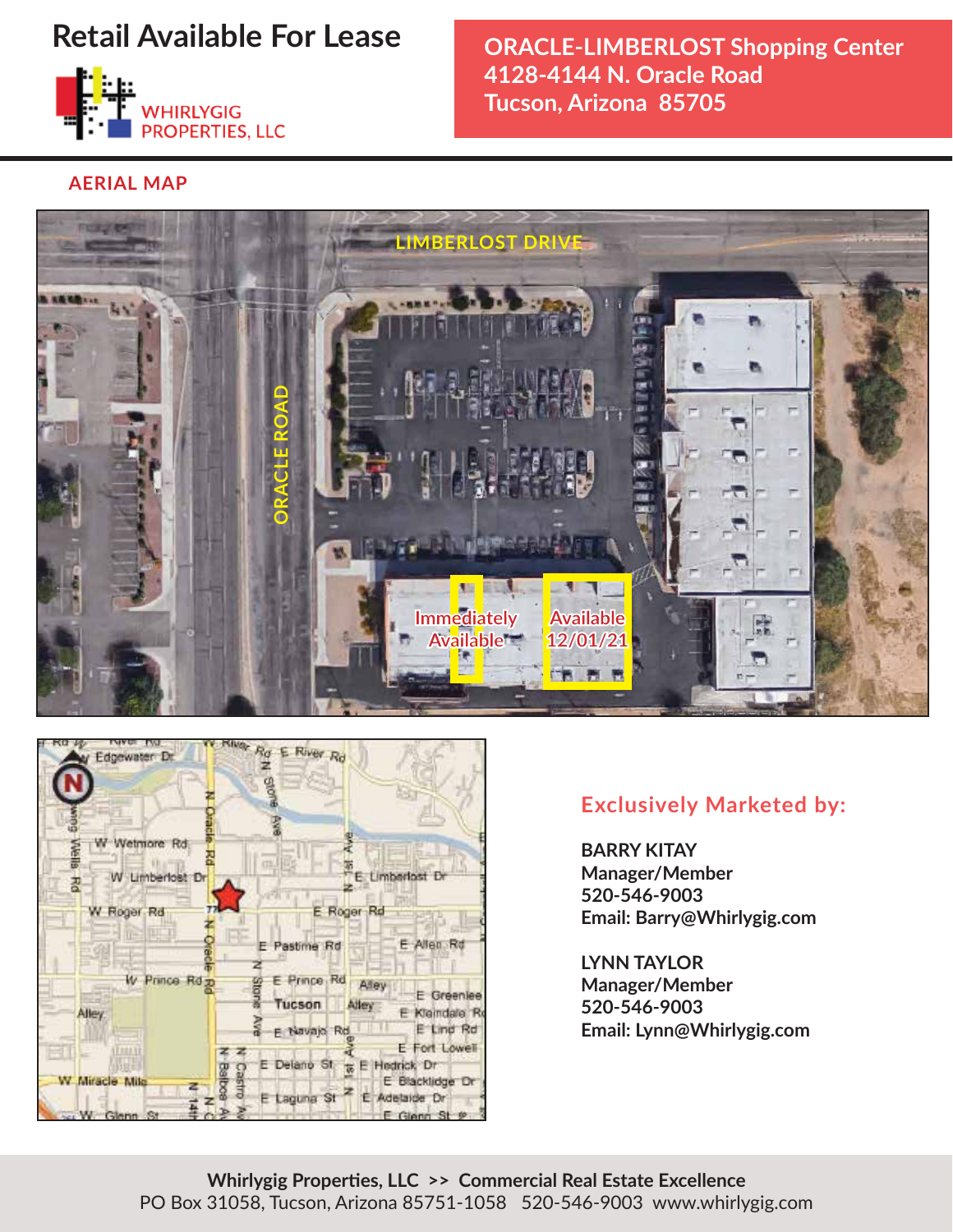# Retail Available For Lease

WHIRLYGIG PROPERTIES, LLC

**ORACLE-LIMBERLOST Shopping Center**
**4128-4144 N. Oracle Road**
**Tucson, Arizona 85705**

## AERIAL MAP

LIMBERLOST DRIVE

ORACLE ROAD

Immediately Available

Available 12/01/21

## Exclusively Marketed by:

**BARRY KITAY**
**Manager/Member**
**520-546-9003**
**Email: Barry@Whirlygig.com**

**LYNN TAYLOR**
**Manager/Member**
**520-546-9003**
**Email: Lynn@Whirlygig.com**

**Whirlygig Properties, LLC >> Commercial Real Estate Excellence**
PO Box 31058, Tucson, Arizona 85751-1058 520-546-9003 www.whirlygig.com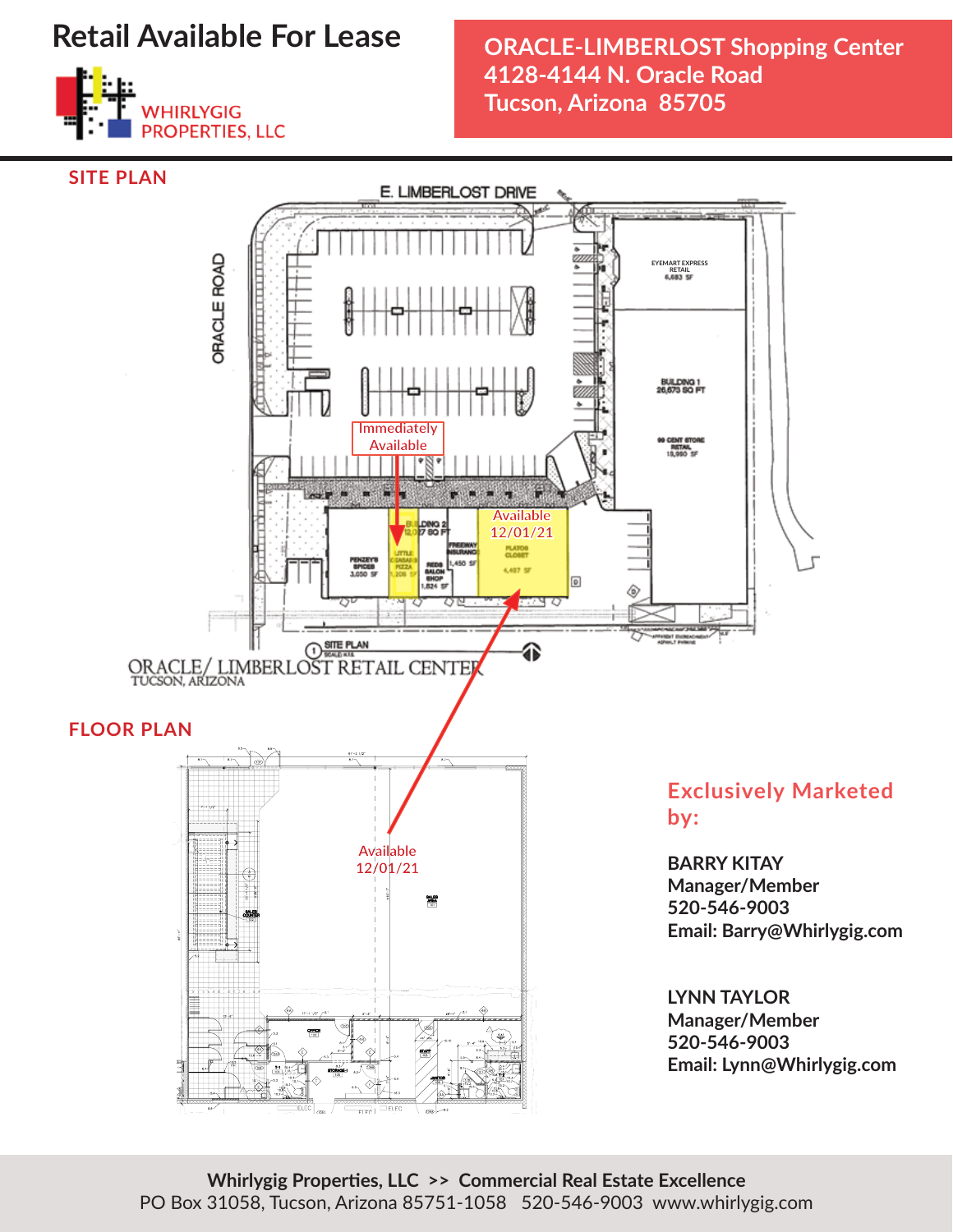# Retail Available For Lease

WHIRLYGIG PROPERTIES, LLC

**ORACLE-LIMBERLOST Shopping Center**
**4128-4144 N. Oracle Road**
**Tucson, Arizona 85705**

## SITE PLAN

E. LIMBERLOST DRIVE

ORACLE ROAD

EYEMART EXPRESS RETAIL 6,683 SF

BUILDING 1 26,673 SQ FT

99 CENT STORE RETAIL 19,990 SF

Immediately Available

Available 12/01/21

BUILDING 2 12,097 SQ FT

PENZEYS SPICES 3,050 SF

LITTLE CAESARS PIZZA 1,206 SF

REDS SALON SHOP 1,824 SF

FREEWAY INSURANCE 1,450 SF

PLATOS CLOSET 4,497 SF

SITE PLAN

ORACLE/ LIMBERLOST RETAIL CENTER
TUCSON, ARIZONA

## FLOOR PLAN

Available 12/01/21

### Exclusively Marketed by:

**BARRY KITAY**
**Manager/Member**
**520-546-9003**
**Email: Barry@Whirlygig.com**

**LYNN TAYLOR**
**Manager/Member**
**520-546-9003**
**Email: Lynn@Whirlygig.com**

**Whirlygig Properties, LLC >> Commercial Real Estate Excellence**
PO Box 31058, Tucson, Arizona 85751-1058 520-546-9003 www.whirlygig.com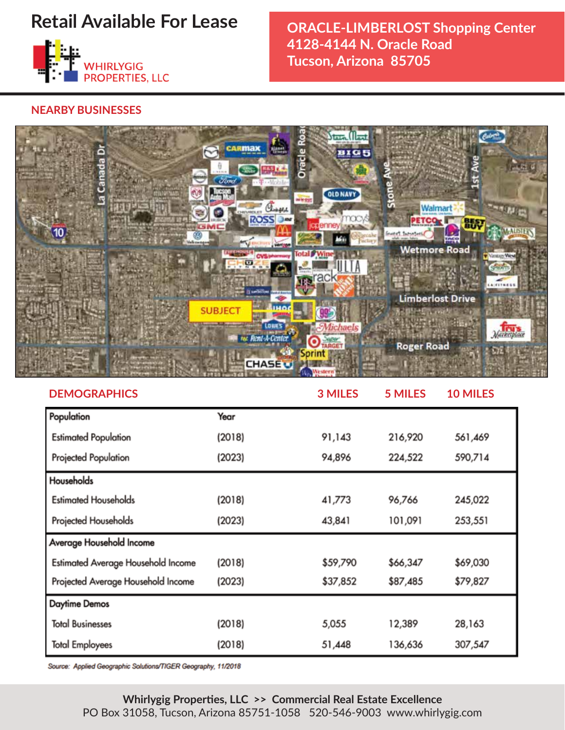# Retail Available For Lease

WHIRLYGIG PROPERTIES, LLC

**ORACLE-LIMBERLOST Shopping Center**
**4128-4144 N. Oracle Road**
**Tucson, Arizona 85705**

## NEARBY BUSINESSES

La Canada Dr
Oracle Road
Stone Ave
1st Ave
Wetmore Road
Limberlost Drive
Roger Road
SUBJECT

## DEMOGRAPHICS

| | Year | 3 MILES | 5 MILES | 10 MILES |
|---|---|---|---|---|
| **Population** | | | | |
| Estimated Population | (2018) | 91,143 | 216,920 | 561,469 |
| Projected Population | (2023) | 94,896 | 224,522 | 590,714 |
| **Households** | | | | |
| Estimated Households | (2018) | 41,773 | 96,766 | 245,022 |
| Projected Households | (2023) | 43,841 | 101,091 | 253,551 |
| **Average Household Income** | | | | |
| Estimated Average Household Income | (2018) | $59,790 | $66,347 | $69,030 |
| Projected Average Household Income | (2023) | $37,852 | $87,485 | $79,827 |
| **Daytime Demos** | | | | |
| Total Businesses | (2018) | 5,055 | 12,389 | 28,163 |
| Total Employees | (2018) | 51,448 | 136,636 | 307,547 |

*Source: Applied Geographic Solutions/TIGER Geography, 11/2018*

**Whirlygig Properties, LLC >> Commercial Real Estate Excellence**
PO Box 31058, Tucson, Arizona 85751-1058 520-546-9003 www.whirlygig.com